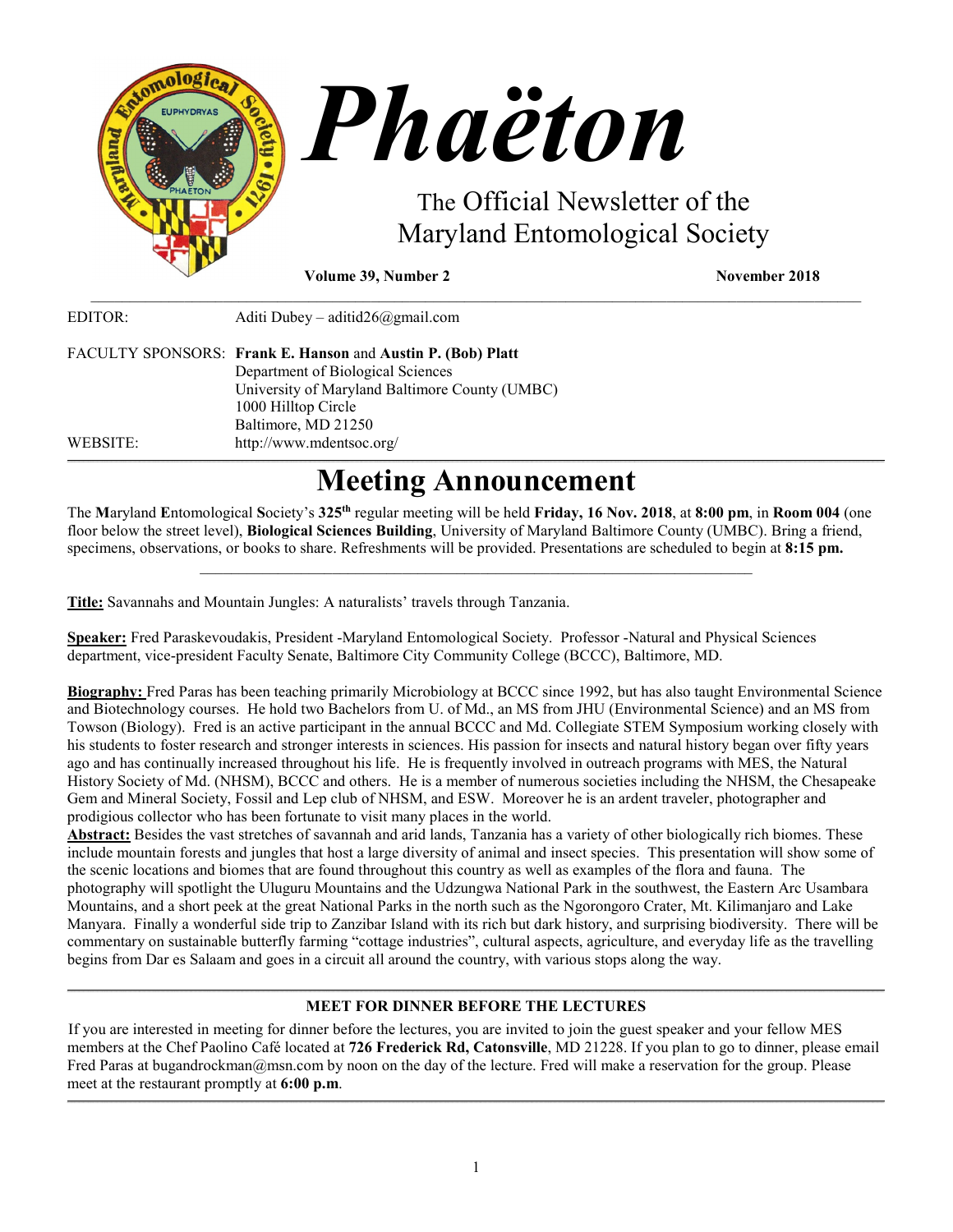# *Phaëton*

The Official Newsletter of the Maryland Entomological Society

**Volume 39, Number 2** **November 2018**

EDITOR: Aditi Dubey – aditid26@gmail.com

FACULTY SPONSORS: **Frank E. Hanson** and **Austin P. (Bob) Platt**
Department of Biological Sciences
University of Maryland Baltimore County (UMBC)
1000 Hilltop Circle
Baltimore, MD 21250

WEBSITE: http://www.mdentsoc.org/

# Meeting Announcement

The **M**aryland **E**ntomological **S**ociety's **325th** regular meeting will be held **Friday, 16 Nov. 2018**, at **8:00 pm**, in **Room 004** (one floor below the street level), **Biological Sciences Building**, University of Maryland Baltimore County (UMBC). Bring a friend, specimens, observations, or books to share. Refreshments will be provided. Presentations are scheduled to begin at **8:15 pm.**

**Title:** Savannahs and Mountain Jungles: A naturalists' travels through Tanzania.

**Speaker:** Fred Paraskevoudakis, President -Maryland Entomological Society. Professor -Natural and Physical Sciences department, vice-president Faculty Senate, Baltimore City Community College (BCCC), Baltimore, MD.

**Biography:** Fred Paras has been teaching primarily Microbiology at BCCC since 1992, but has also taught Environmental Science and Biotechnology courses. He hold two Bachelors from U. of Md., an MS from JHU (Environmental Science) and an MS from Towson (Biology). Fred is an active participant in the annual BCCC and Md. Collegiate STEM Symposium working closely with his students to foster research and stronger interests in sciences. His passion for insects and natural history began over fifty years ago and has continually increased throughout his life. He is frequently involved in outreach programs with MES, the Natural History Society of Md. (NHSM), BCCC and others. He is a member of numerous societies including the NHSM, the Chesapeake Gem and Mineral Society, Fossil and Lep club of NHSM, and ESW. Moreover he is an ardent traveler, photographer and prodigious collector who has been fortunate to visit many places in the world.

**Abstract:** Besides the vast stretches of savannah and arid lands, Tanzania has a variety of other biologically rich biomes. These include mountain forests and jungles that host a large diversity of animal and insect species. This presentation will show some of the scenic locations and biomes that are found throughout this country as well as examples of the flora and fauna. The photography will spotlight the Uluguru Mountains and the Udzungwa National Park in the southwest, the Eastern Arc Usambara Mountains, and a short peek at the great National Parks in the north such as the Ngorongoro Crater, Mt. Kilimanjaro and Lake Manyara. Finally a wonderful side trip to Zanzibar Island with its rich but dark history, and surprising biodiversity. There will be commentary on sustainable butterfly farming "cottage industries", cultural aspects, agriculture, and everyday life as the travelling begins from Dar es Salaam and goes in a circuit all around the country, with various stops along the way.

### MEET FOR DINNER BEFORE THE LECTURES

If you are interested in meeting for dinner before the lectures, you are invited to join the guest speaker and your fellow MES members at the Chef Paolino Café located at **726 Frederick Rd, Catonsville**, MD 21228. If you plan to go to dinner, please email Fred Paras at bugandrockman@msn.com by noon on the day of the lecture. Fred will make a reservation for the group. Please meet at the restaurant promptly at **6:00 p.m**.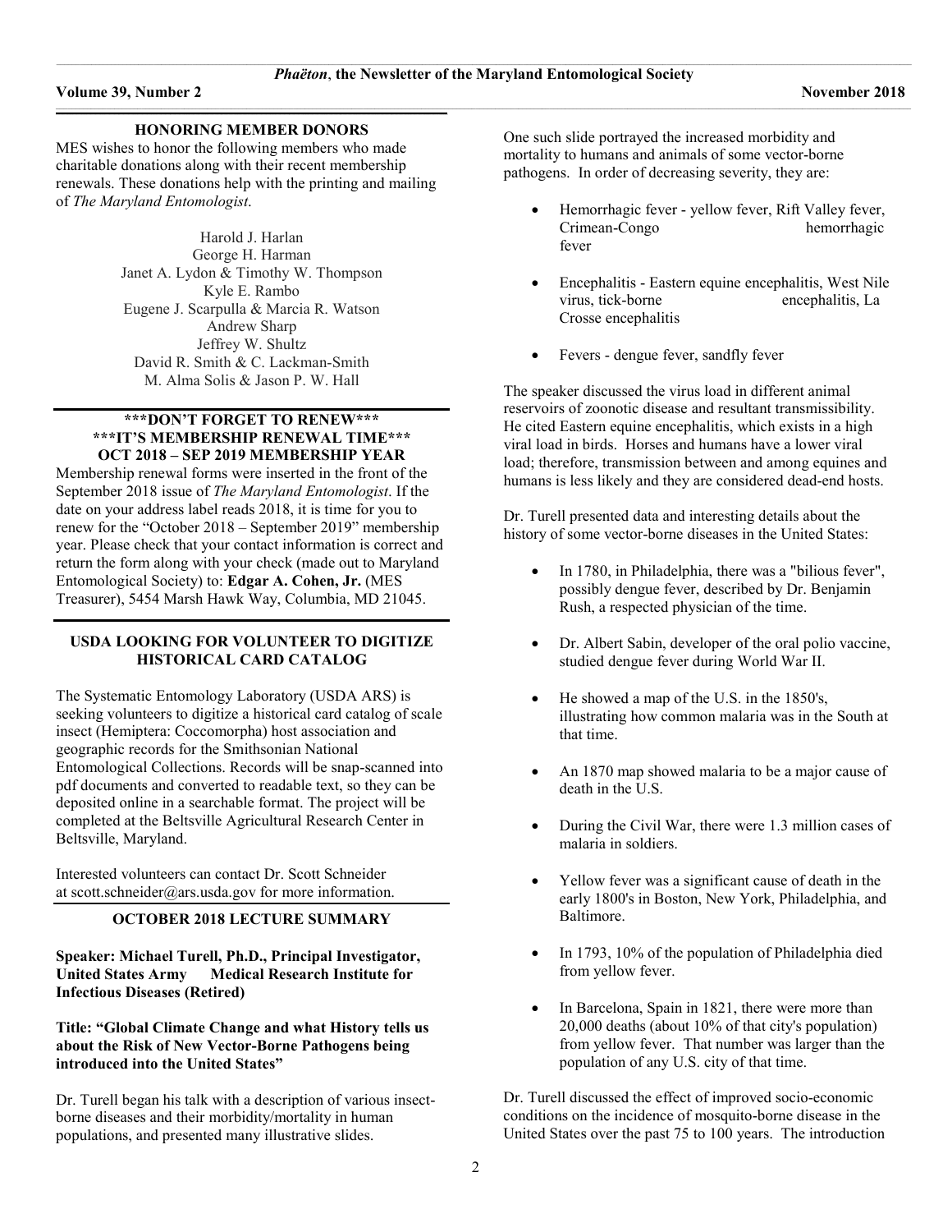## HONORING MEMBER DONORS

MES wishes to honor the following members who made charitable donations along with their recent membership renewals. These donations help with the printing and mailing of *The Maryland Entomologist*.

Harold J. Harlan
George H. Harman
Janet A. Lydon & Timothy W. Thompson
Kyle E. Rambo
Eugene J. Scarpulla & Marcia R. Watson
Andrew Sharp
Jeffrey W. Shultz
David R. Smith & C. Lackman-Smith
M. Alma Solis & Jason P. W. Hall

## \*\*\*DON'T FORGET TO RENEW\*\*\*
## \*\*\*IT'S MEMBERSHIP RENEWAL TIME\*\*\*
## OCT 2018 – SEP 2019 MEMBERSHIP YEAR

Membership renewal forms were inserted in the front of the September 2018 issue of *The Maryland Entomologist*. If the date on your address label reads 2018, it is time for you to renew for the "October 2018 – September 2019" membership year. Please check that your contact information is correct and return the form along with your check (made out to Maryland Entomological Society) to: **Edgar A. Cohen, Jr.** (MES Treasurer), 5454 Marsh Hawk Way, Columbia, MD 21045.

## USDA LOOKING FOR VOLUNTEER TO DIGITIZE HISTORICAL CARD CATALOG

The Systematic Entomology Laboratory (USDA ARS) is seeking volunteers to digitize a historical card catalog of scale insect (Hemiptera: Coccomorpha) host association and geographic records for the Smithsonian National Entomological Collections. Records will be snap-scanned into pdf documents and converted to readable text, so they can be deposited online in a searchable format. The project will be completed at the Beltsville Agricultural Research Center in Beltsville, Maryland.

Interested volunteers can contact Dr. Scott Schneider at scott.schneider@ars.usda.gov for more information.

## OCTOBER 2018 LECTURE SUMMARY

**Speaker: Michael Turell, Ph.D., Principal Investigator, United States Army Medical Research Institute for Infectious Diseases (Retired)**

**Title: "Global Climate Change and what History tells us about the Risk of New Vector-Borne Pathogens being introduced into the United States"**

Dr. Turell began his talk with a description of various insect-borne diseases and their morbidity/mortality in human populations, and presented many illustrative slides.

One such slide portrayed the increased morbidity and mortality to humans and animals of some vector-borne pathogens. In order of decreasing severity, they are:

- Hemorrhagic fever - yellow fever, Rift Valley fever, Crimean-Congo hemorrhagic fever
- Encephalitis - Eastern equine encephalitis, West Nile virus, tick-borne encephalitis, La Crosse encephalitis
- Fevers - dengue fever, sandfly fever

The speaker discussed the virus load in different animal reservoirs of zoonotic disease and resultant transmissibility. He cited Eastern equine encephalitis, which exists in a high viral load in birds. Horses and humans have a lower viral load; therefore, transmission between and among equines and humans is less likely and they are considered dead-end hosts.

Dr. Turell presented data and interesting details about the history of some vector-borne diseases in the United States:

- In 1780, in Philadelphia, there was a "bilious fever", possibly dengue fever, described by Dr. Benjamin Rush, a respected physician of the time.
- Dr. Albert Sabin, developer of the oral polio vaccine, studied dengue fever during World War II.
- He showed a map of the U.S. in the 1850's, illustrating how common malaria was in the South at that time.
- An 1870 map showed malaria to be a major cause of death in the U.S.
- During the Civil War, there were 1.3 million cases of malaria in soldiers.
- Yellow fever was a significant cause of death in the early 1800's in Boston, New York, Philadelphia, and Baltimore.
- In 1793, 10% of the population of Philadelphia died from yellow fever.
- In Barcelona, Spain in 1821, there were more than 20,000 deaths (about 10% of that city's population) from yellow fever. That number was larger than the population of any U.S. city of that time.

Dr. Turell discussed the effect of improved socio-economic conditions on the incidence of mosquito-borne disease in the United States over the past 75 to 100 years. The introduction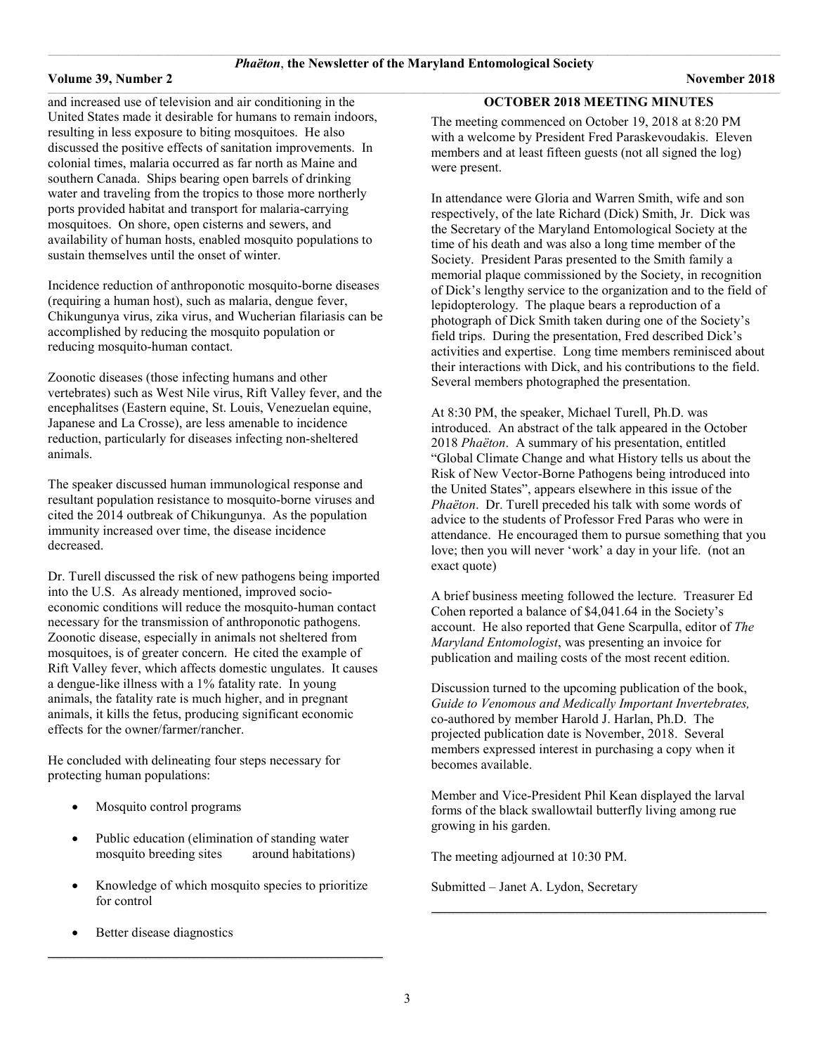and increased use of television and air conditioning in the United States made it desirable for humans to remain indoors, resulting in less exposure to biting mosquitoes. He also discussed the positive effects of sanitation improvements. In colonial times, malaria occurred as far north as Maine and southern Canada. Ships bearing open barrels of drinking water and traveling from the tropics to those more northerly ports provided habitat and transport for malaria-carrying mosquitoes. On shore, open cisterns and sewers, and availability of human hosts, enabled mosquito populations to sustain themselves until the onset of winter.

Incidence reduction of anthroponotic mosquito-borne diseases (requiring a human host), such as malaria, dengue fever, Chikungunya virus, zika virus, and Wucherian filariasis can be accomplished by reducing the mosquito population or reducing mosquito-human contact.

Zoonotic diseases (those infecting humans and other vertebrates) such as West Nile virus, Rift Valley fever, and the encephalitses (Eastern equine, St. Louis, Venezuelan equine, Japanese and La Crosse), are less amenable to incidence reduction, particularly for diseases infecting non-sheltered animals.

The speaker discussed human immunological response and resultant population resistance to mosquito-borne viruses and cited the 2014 outbreak of Chikungunya. As the population immunity increased over time, the disease incidence decreased.

Dr. Turell discussed the risk of new pathogens being imported into the U.S. As already mentioned, improved socio-economic conditions will reduce the mosquito-human contact necessary for the transmission of anthroponotic pathogens. Zoonotic disease, especially in animals not sheltered from mosquitoes, is of greater concern. He cited the example of Rift Valley fever, which affects domestic ungulates. It causes a dengue-like illness with a 1% fatality rate. In young animals, the fatality rate is much higher, and in pregnant animals, it kills the fetus, producing significant economic effects for the owner/farmer/rancher.

He concluded with delineating four steps necessary for protecting human populations:

- Mosquito control programs
- Public education (elimination of standing water mosquito breeding sites around habitations)
- Knowledge of which mosquito species to prioritize for control
- Better disease diagnostics

---

## OCTOBER 2018 MEETING MINUTES

The meeting commenced on October 19, 2018 at 8:20 PM with a welcome by President Fred Paraskevoudakis. Eleven members and at least fifteen guests (not all signed the log) were present.

In attendance were Gloria and Warren Smith, wife and son respectively, of the late Richard (Dick) Smith, Jr. Dick was the Secretary of the Maryland Entomological Society at the time of his death and was also a long time member of the Society. President Paras presented to the Smith family a memorial plaque commissioned by the Society, in recognition of Dick's lengthy service to the organization and to the field of lepidopterology. The plaque bears a reproduction of a photograph of Dick Smith taken during one of the Society's field trips. During the presentation, Fred described Dick's activities and expertise. Long time members reminisced about their interactions with Dick, and his contributions to the field. Several members photographed the presentation.

At 8:30 PM, the speaker, Michael Turell, Ph.D. was introduced. An abstract of the talk appeared in the October 2018 *Phaëton*. A summary of his presentation, entitled "Global Climate Change and what History tells us about the Risk of New Vector-Borne Pathogens being introduced into the United States", appears elsewhere in this issue of the *Phaëton*. Dr. Turell preceded his talk with some words of advice to the students of Professor Fred Paras who were in attendance. He encouraged them to pursue something that you love; then you will never 'work' a day in your life. (not an exact quote)

A brief business meeting followed the lecture. Treasurer Ed Cohen reported a balance of $4,041.64 in the Society's account. He also reported that Gene Scarpulla, editor of *The Maryland Entomologist*, was presenting an invoice for publication and mailing costs of the most recent edition.

Discussion turned to the upcoming publication of the book, *Guide to Venomous and Medically Important Invertebrates,* co-authored by member Harold J. Harlan, Ph.D. The projected publication date is November, 2018. Several members expressed interest in purchasing a copy when it becomes available.

Member and Vice-President Phil Kean displayed the larval forms of the black swallowtail butterfly living among rue growing in his garden.

The meeting adjourned at 10:30 PM.

Submitted – Janet A. Lydon, Secretary

---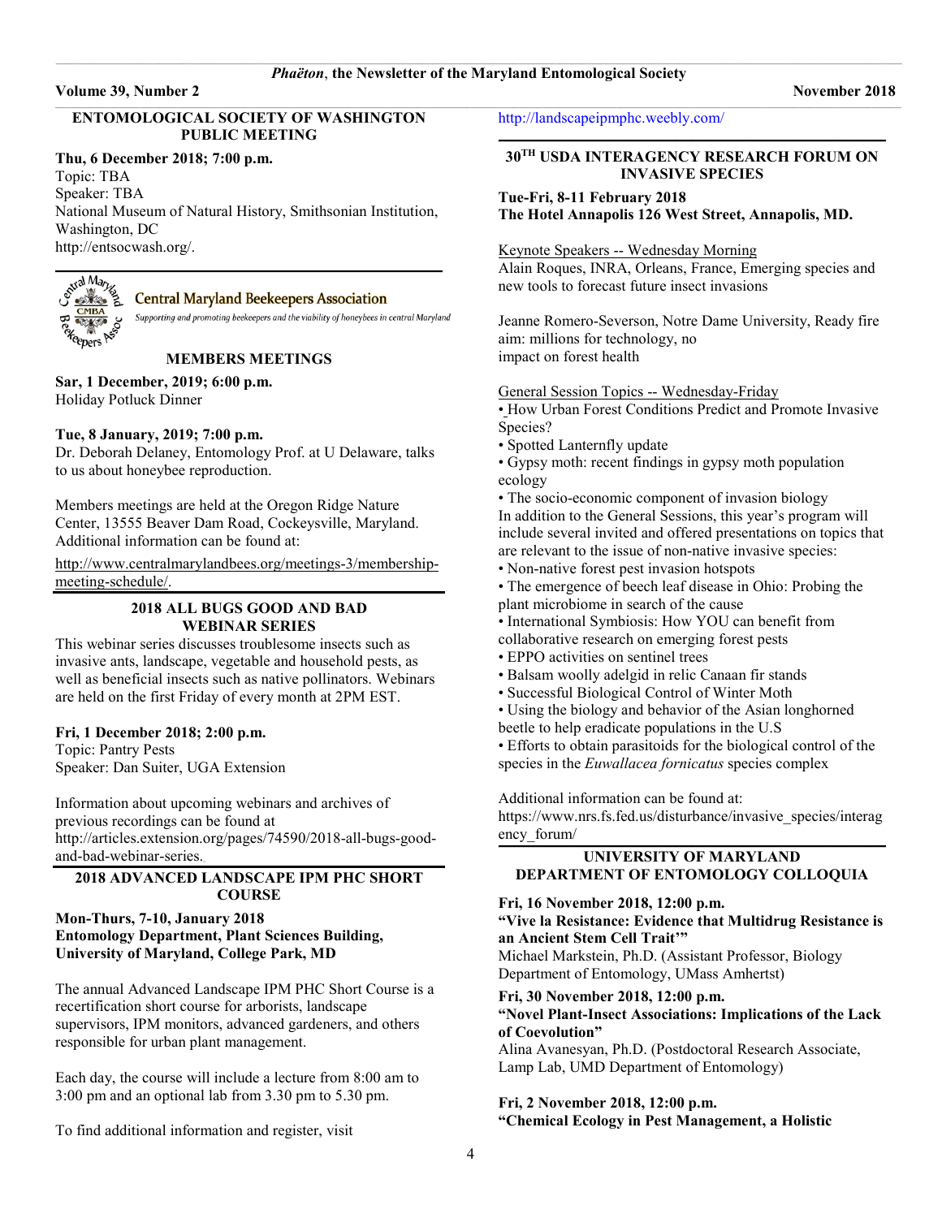## ENTOMOLOGICAL SOCIETY OF WASHINGTON PUBLIC MEETING

**Thu, 6 December 2018; 7:00 p.m.**
Topic: TBA
Speaker: TBA
National Museum of Natural History, Smithsonian Institution, Washington, DC
http://entsocwash.org/.

## Central Maryland Beekeepers Association

*Supporting and promoting beekeepers and the viability of honeybees in central Maryland*

### MEMBERS MEETINGS

**Sar, 1 December, 2019; 6:00 p.m.**
Holiday Potluck Dinner

**Tue, 8 January, 2019; 7:00 p.m.**
Dr. Deborah Delaney, Entomology Prof. at U Delaware, talks to us about honeybee reproduction.

Members meetings are held at the Oregon Ridge Nature Center, 13555 Beaver Dam Road, Cockeysville, Maryland. Additional information can be found at:

http://www.centralmarylandbees.org/meetings-3/membership-meeting-schedule/.

## 2018 ALL BUGS GOOD AND BAD WEBINAR SERIES

This webinar series discusses troublesome insects such as invasive ants, landscape, vegetable and household pests, as well as beneficial insects such as native pollinators. Webinars are held on the first Friday of every month at 2PM EST.

**Fri, 1 December 2018; 2:00 p.m.**
Topic: Pantry Pests
Speaker: Dan Suiter, UGA Extension

Information about upcoming webinars and archives of previous recordings can be found at http://articles.extension.org/pages/74590/2018-all-bugs-good-and-bad-webinar-series.

## 2018 ADVANCED LANDSCAPE IPM PHC SHORT COURSE

**Mon-Thurs, 7-10, January 2018**
**Entomology Department, Plant Sciences Building, University of Maryland, College Park, MD**

The annual Advanced Landscape IPM PHC Short Course is a recertification short course for arborists, landscape supervisors, IPM monitors, advanced gardeners, and others responsible for urban plant management.

Each day, the course will include a lecture from 8:00 am to 3:00 pm and an optional lab from 3.30 pm to 5.30 pm.

To find additional information and register, visit http://landscapeipmphc.weebly.com/

## 30TH USDA INTERAGENCY RESEARCH FORUM ON INVASIVE SPECIES

**Tue-Fri, 8-11 February 2018**
**The Hotel Annapolis 126 West Street, Annapolis, MD.**

Keynote Speakers -- Wednesday Morning
Alain Roques, INRA, Orleans, France, Emerging species and new tools to forecast future insect invasions

Jeanne Romero-Severson, Notre Dame University, Ready fire aim: millions for technology, no
impact on forest health

General Session Topics -- Wednesday-Friday

- How Urban Forest Conditions Predict and Promote Invasive Species?
- Spotted Lanternfly update
- Gypsy moth: recent findings in gypsy moth population ecology
- The socio-economic component of invasion biology

In addition to the General Sessions, this year's program will include several invited and offered presentations on topics that are relevant to the issue of non-native invasive species:

- Non-native forest pest invasion hotspots
- The emergence of beech leaf disease in Ohio: Probing the plant microbiome in search of the cause
- International Symbiosis: How YOU can benefit from collaborative research on emerging forest pests
- EPPO activities on sentinel trees
- Balsam woolly adelgid in relic Canaan fir stands
- Successful Biological Control of Winter Moth
- Using the biology and behavior of the Asian longhorned beetle to help eradicate populations in the U.S
- Efforts to obtain parasitoids for the biological control of the species in the *Euwallacea fornicatus* species complex

Additional information can be found at:
https://www.nrs.fs.fed.us/disturbance/invasive_species/interagency_forum/

## UNIVERSITY OF MARYLAND DEPARTMENT OF ENTOMOLOGY COLLOQUIA

**Fri, 16 November 2018, 12:00 p.m.**
**"Vive la Resistance: Evidence that Multidrug Resistance is an Ancient Stem Cell Trait'"**
Michael Markstein, Ph.D. (Assistant Professor, Biology Department of Entomology, UMass Amherstt)

**Fri, 30 November 2018, 12:00 p.m.**
**"Novel Plant-Insect Associations: Implications of the Lack of Coevolution"**
Alina Avanesyan, Ph.D. (Postdoctoral Research Associate, Lamp Lab, UMD Department of Entomology)

**Fri, 2 November 2018, 12:00 p.m.**
**"Chemical Ecology in Pest Management, a Holistic**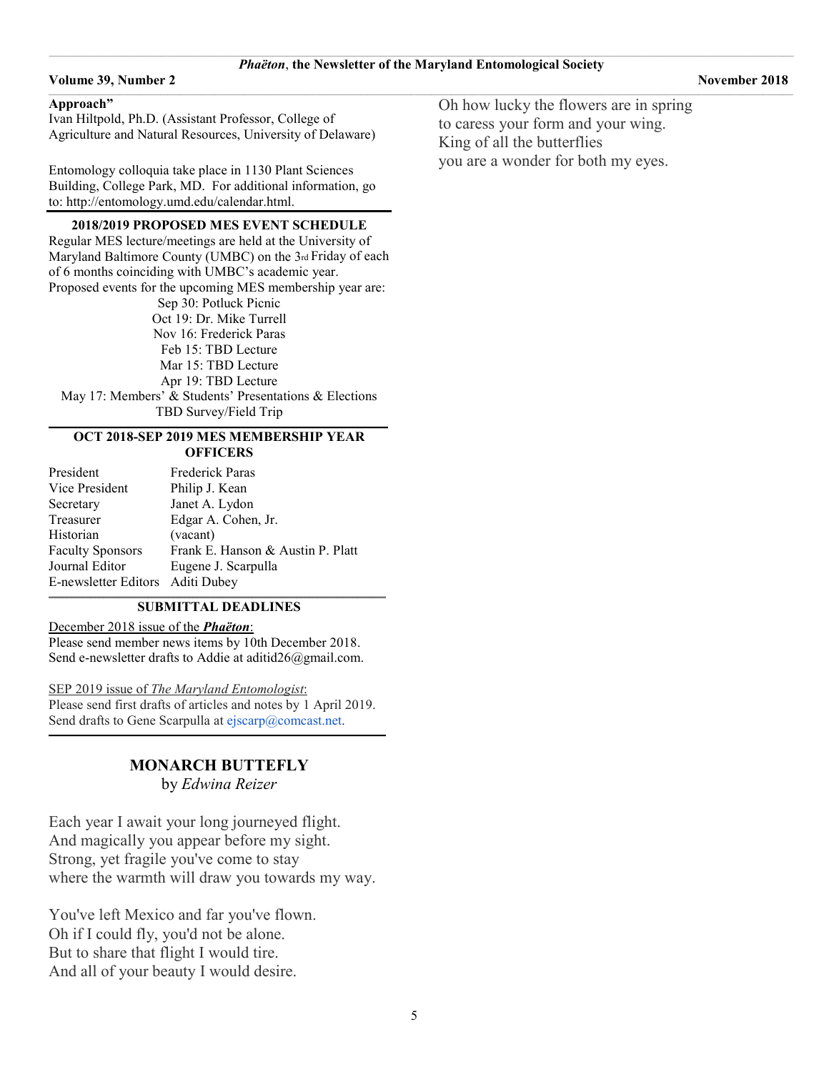Approach"
Ivan Hiltpold, Ph.D. (Assistant Professor, College of Agriculture and Natural Resources, University of Delaware)

Entomology colloquia take place in 1130 Plant Sciences Building, College Park, MD. For additional information, go to: http://entomology.umd.edu/calendar.html.

## 2018/2019 PROPOSED MES EVENT SCHEDULE

Regular MES lecture/meetings are held at the University of Maryland Baltimore County (UMBC) on the 3rd Friday of each of 6 months coinciding with UMBC's academic year. Proposed events for the upcoming MES membership year are:

Sep 30: Potluck Picnic
Oct 19: Dr. Mike Turrell
Nov 16: Frederick Paras
Feb 15: TBD Lecture
Mar 15: TBD Lecture
Apr 19: TBD Lecture
May 17: Members' & Students' Presentations & Elections
TBD Survey/Field Trip

## OCT 2018-SEP 2019 MES MEMBERSHIP YEAR OFFICERS

| | |
|---|---|
| President | Frederick Paras |
| Vice President | Philip J. Kean |
| Secretary | Janet A. Lydon |
| Treasurer | Edgar A. Cohen, Jr. |
| Historian | (vacant) |
| Faculty Sponsors | Frank E. Hanson & Austin P. Platt |
| Journal Editor | Eugene J. Scarpulla |
| E-newsletter Editors | Aditi Dubey |

## SUBMITTAL DEADLINES

December 2018 issue of the ***Phaëton***:
Please send member news items by 10th December 2018. Send e-newsletter drafts to Addie at aditid26@gmail.com.

SEP 2019 issue of *The Maryland Entomologist*:
Please send first drafts of articles and notes by 1 April 2019. Send drafts to Gene Scarpulla at ejscarp@comcast.net.

## MONARCH BUTTEFLY

by *Edwina Reizer*

Each year I await your long journeyed flight.
And magically you appear before my sight.
Strong, yet fragile you've come to stay
where the warmth will draw you towards my way.

You've left Mexico and far you've flown.
Oh if I could fly, you'd not be alone.
But to share that flight I would tire.
And all of your beauty I would desire.

Oh how lucky the flowers are in spring
to caress your form and your wing.
King of all the butterflies
you are a wonder for both my eyes.